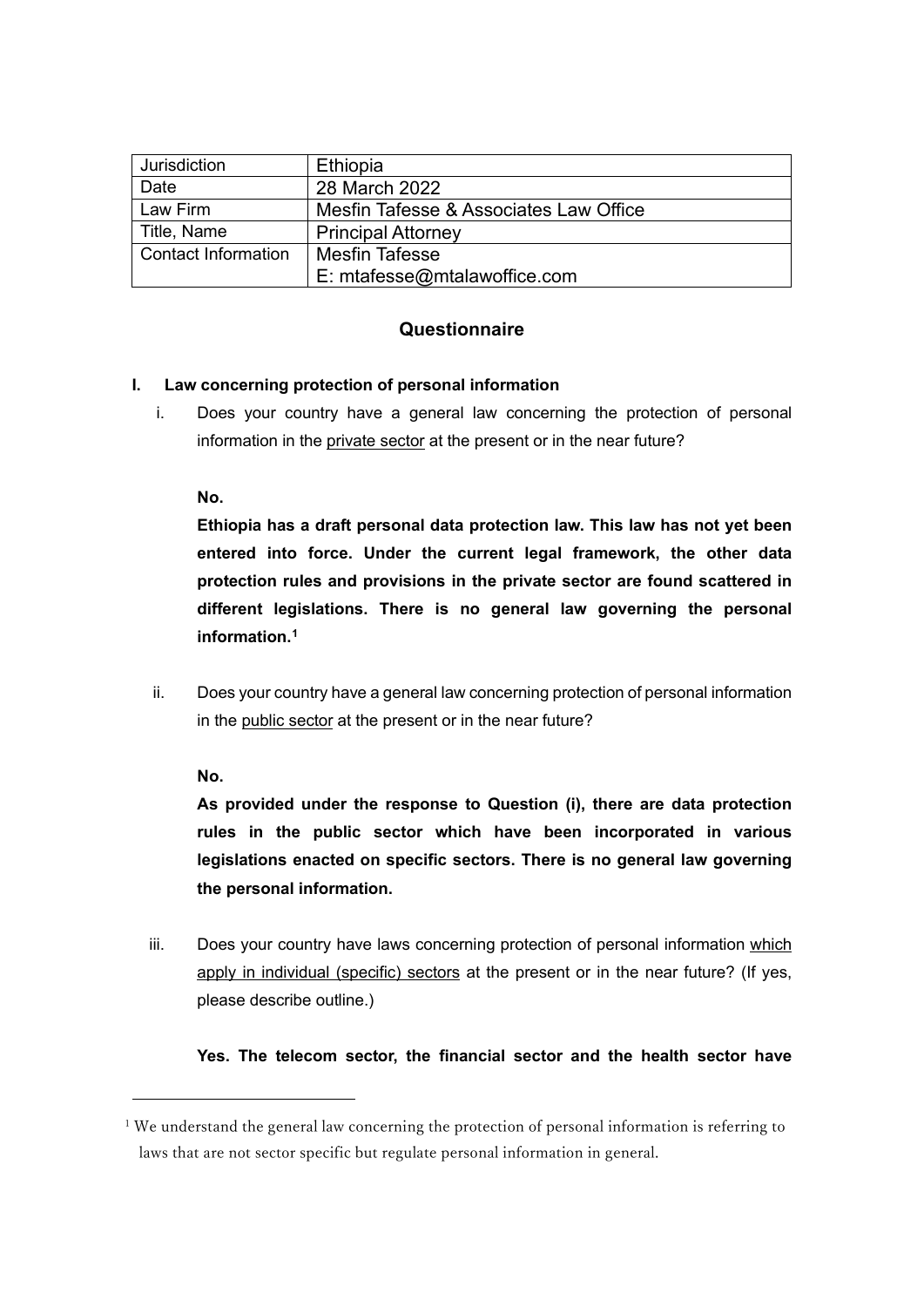| Jurisdiction | Ethiopia |
| --- | --- |
| Date | 28 March 2022 |
| Law Firm | Mesfin Tafesse & Associates Law Office |
| Title, Name | Principal Attorney |
| Contact Information | Mesfin Tafesse<br>E: mtafesse@mtalawoffice.com |

## Questionnaire

### I. Law concerning protection of personal information

i. Does your country have a general law concerning the protection of personal information in the private sector at the present or in the near future?

**No.**

**Ethiopia has a draft personal data protection law. This law has not yet been entered into force. Under the current legal framework, the other data protection rules and provisions in the private sector are found scattered in different legislations. There is no general law governing the personal information.[1]**

ii. Does your country have a general law concerning protection of personal information in the public sector at the present or in the near future?

**No.**

**As provided under the response to Question (i), there are data protection rules in the public sector which have been incorporated in various legislations enacted on specific sectors. There is no general law governing the personal information.**

iii. Does your country have laws concerning protection of personal information which apply in individual (specific) sectors at the present or in the near future? (If yes, please describe outline.)

**Yes. The telecom sector, the financial sector and the health sector have**

[1] We understand the general law concerning the protection of personal information is referring to laws that are not sector specific but regulate personal information in general.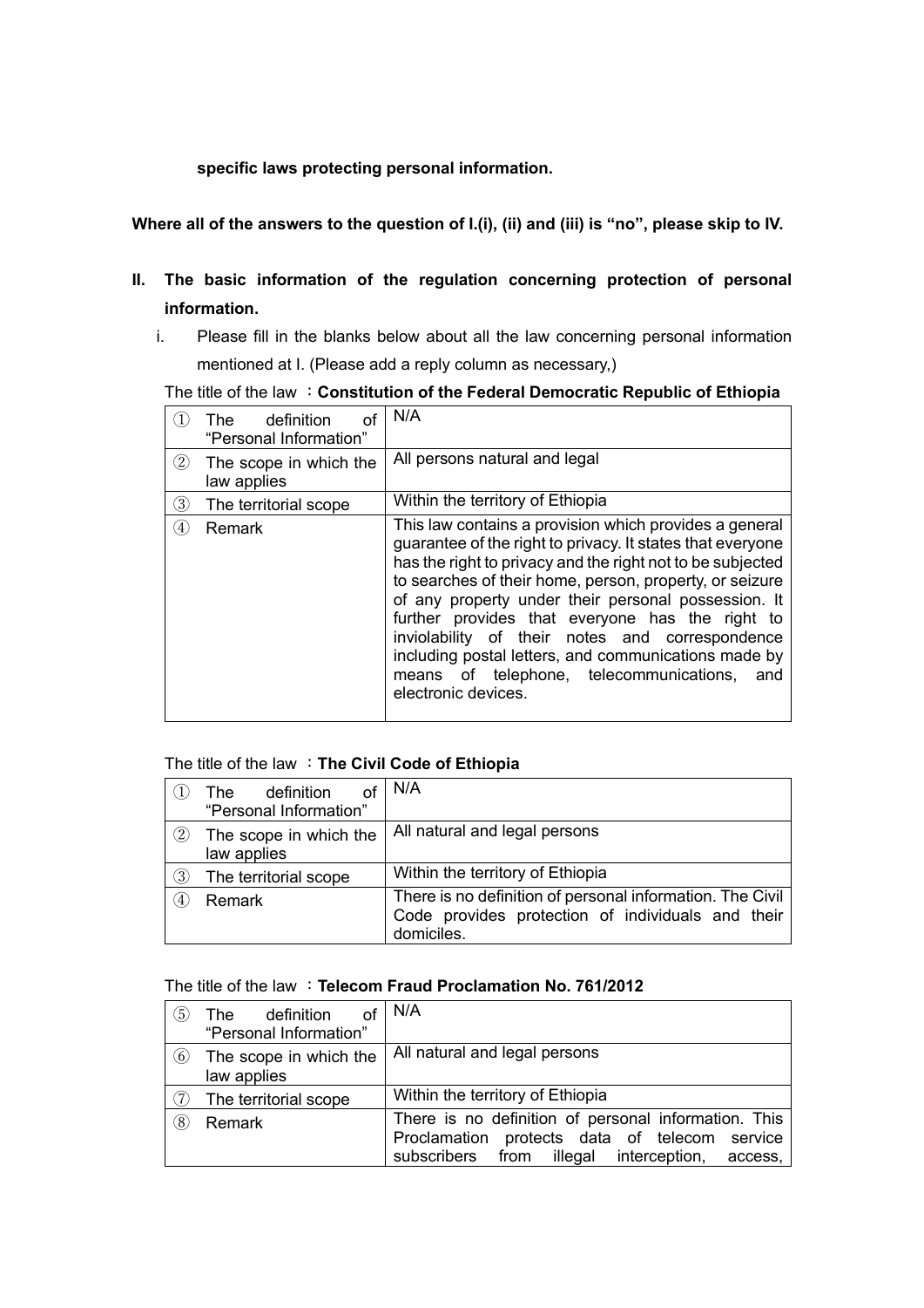**specific laws protecting personal information.**

**Where all of the answers to the question of I.(i), (ii) and (iii) is "no", please skip to IV.**

## II. The basic information of the regulation concerning protection of personal information.

i. Please fill in the blanks below about all the law concerning personal information mentioned at I. (Please add a reply column as necessary,)

The title of the law ：**Constitution of the Federal Democratic Republic of Ethiopia**

| | |
|---|---|
| ① The definition of "Personal Information" | N/A |
| ② The scope in which the law applies | All persons natural and legal |
| ③ The territorial scope | Within the territory of Ethiopia |
| ④ Remark | This law contains a provision which provides a general guarantee of the right to privacy. It states that everyone has the right to privacy and the right not to be subjected to searches of their home, person, property, or seizure of any property under their personal possession. It further provides that everyone has the right to inviolability of their notes and correspondence including postal letters, and communications made by means of telephone, telecommunications, and electronic devices. |

The title of the law ：**The Civil Code of Ethiopia**

| | |
|---|---|
| ① The definition of "Personal Information" | N/A |
| ② The scope in which the law applies | All natural and legal persons |
| ③ The territorial scope | Within the territory of Ethiopia |
| ④ Remark | There is no definition of personal information. The Civil Code provides protection of individuals and their domiciles. |

The title of the law ：**Telecom Fraud Proclamation No. 761/2012**

| | |
|---|---|
| ⑤ The definition of "Personal Information" | N/A |
| ⑥ The scope in which the law applies | All natural and legal persons |
| ⑦ The territorial scope | Within the territory of Ethiopia |
| ⑧ Remark | There is no definition of personal information. This Proclamation protects data of telecom service subscribers from illegal interception, access, |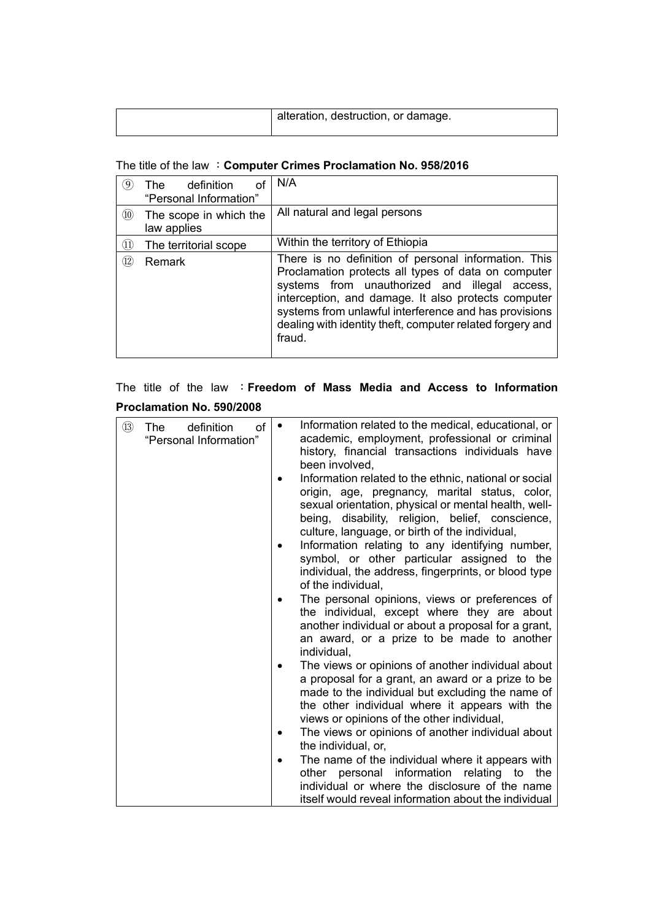| | alteration, destruction, or damage. |
|---|---|

The title of the law ：**Computer Crimes Proclamation No. 958/2016**

| | | |
|---|---|---|
| ⑨ | The definition of "Personal Information" | N/A |
| ⑩ | The scope in which the law applies | All natural and legal persons |
| ⑪ | The territorial scope | Within the territory of Ethiopia |
| ⑫ | Remark | There is no definition of personal information. This Proclamation protects all types of data on computer systems from unauthorized and illegal access, interception, and damage. It also protects computer systems from unlawful interference and has provisions dealing with identity theft, computer related forgery and fraud. |

The title of the law ：**Freedom of Mass Media and Access to Information Proclamation No. 590/2008**

| | | |
|---|---|---|
| ⑬ | The definition of "Personal Information" | • Information related to the medical, educational, or academic, employment, professional or criminal history, financial transactions individuals have been involved,<br>• Information related to the ethnic, national or social origin, age, pregnancy, marital status, color, sexual orientation, physical or mental health, well-being, disability, religion, belief, conscience, culture, language, or birth of the individual,<br>• Information relating to any identifying number, symbol, or other particular assigned to the individual, the address, fingerprints, or blood type of the individual,<br>• The personal opinions, views or preferences of the individual, except where they are about another individual or about a proposal for a grant, an award, or a prize to be made to another individual,<br>• The views or opinions of another individual about a proposal for a grant, an award or a prize to be made to the individual but excluding the name of the other individual where it appears with the views or opinions of the other individual,<br>• The views or opinions of another individual about the individual, or,<br>• The name of the individual where it appears with other personal information relating to the individual or where the disclosure of the name itself would reveal information about the individual |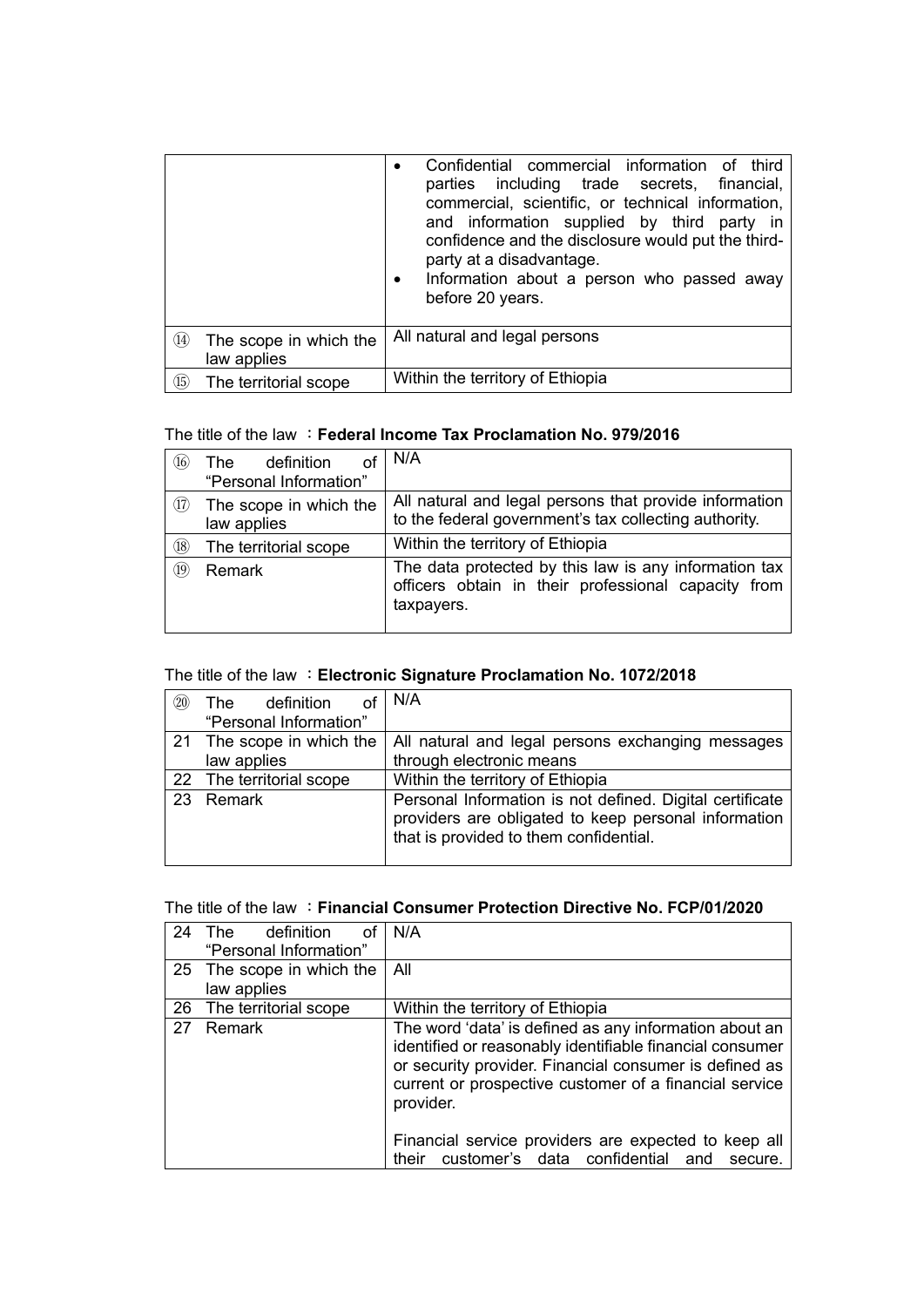| | |
|---|---|
| | • Confidential commercial information of third parties including trade secrets, financial, commercial, scientific, or technical information, and information supplied by third party in confidence and the disclosure would put the third-party at a disadvantage.<br>• Information about a person who passed away before 20 years. |
| ⑭ The scope in which the law applies | All natural and legal persons |
| ⑮ The territorial scope | Within the territory of Ethiopia |

The title of the law ：**Federal Income Tax Proclamation No. 979/2016**

| | |
|---|---|
| ⑯ The definition of "Personal Information" | N/A |
| ⑰ The scope in which the law applies | All natural and legal persons that provide information to the federal government's tax collecting authority. |
| ⑱ The territorial scope | Within the territory of Ethiopia |
| ⑲ Remark | The data protected by this law is any information tax officers obtain in their professional capacity from taxpayers. |

The title of the law ：**Electronic Signature Proclamation No. 1072/2018**

| | |
|---|---|
| ⑳ The definition of "Personal Information" | N/A |
| 21 The scope in which the law applies | All natural and legal persons exchanging messages through electronic means |
| 22 The territorial scope | Within the territory of Ethiopia |
| 23 Remark | Personal Information is not defined. Digital certificate providers are obligated to keep personal information that is provided to them confidential. |

The title of the law ：**Financial Consumer Protection Directive No. FCP/01/2020**

| | |
|---|---|
| 24 The definition of "Personal Information" | N/A |
| 25 The scope in which the law applies | All |
| 26 The territorial scope | Within the territory of Ethiopia |
| 27 Remark | The word 'data' is defined as any information about an identified or reasonably identifiable financial consumer or security provider. Financial consumer is defined as current or prospective customer of a financial service provider.<br><br>Financial service providers are expected to keep all their customer's data confidential and secure. |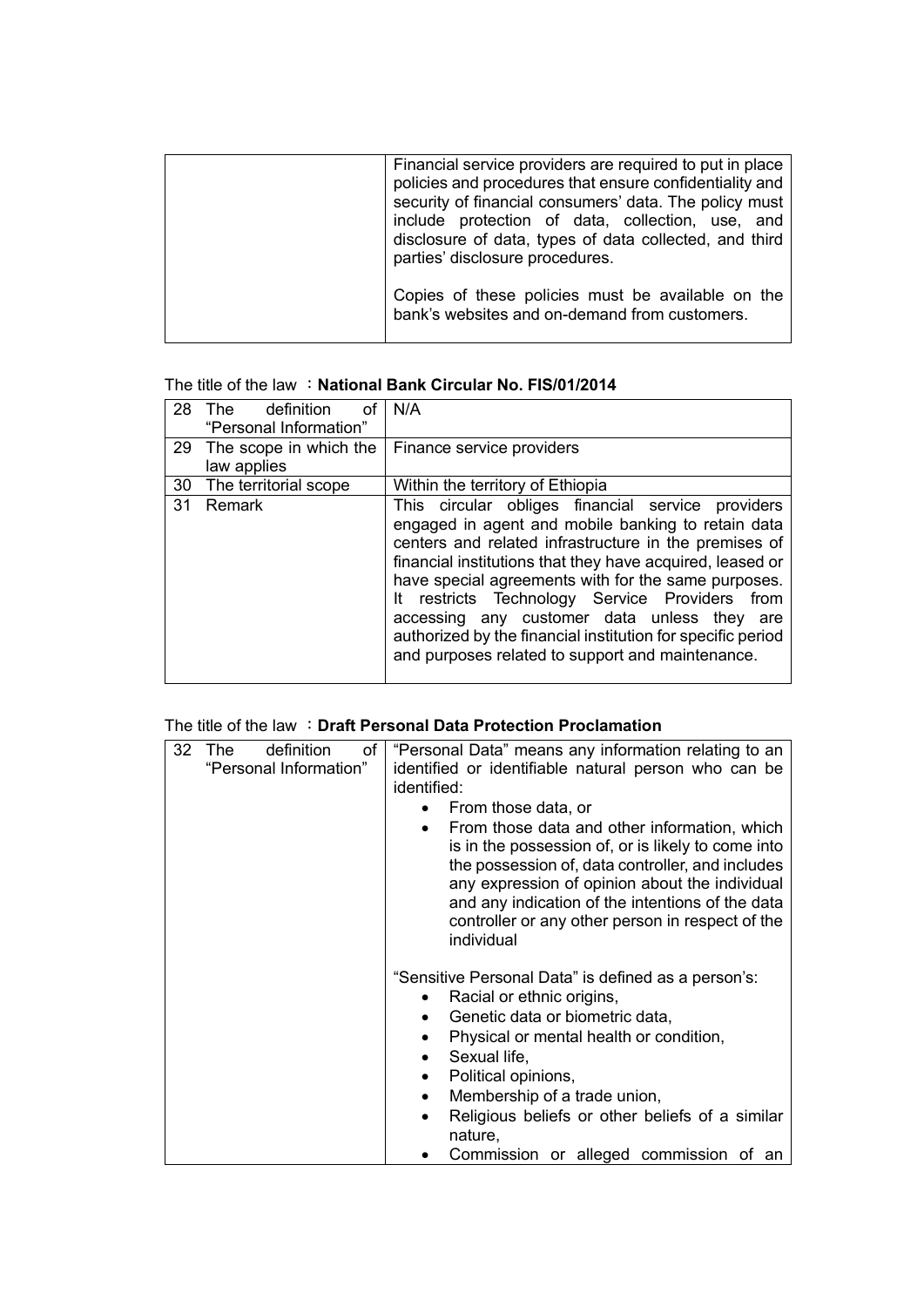| | |
|---|---|
| | Financial service providers are required to put in place policies and procedures that ensure confidentiality and security of financial consumers' data. The policy must include protection of data, collection, use, and disclosure of data, types of data collected, and third parties' disclosure procedures.<br><br>Copies of these policies must be available on the bank's websites and on-demand from customers. |

The title of the law ：**National Bank Circular No. FIS/01/2014**

| | | |
|---|---|---|
| 28 | The definition of "Personal Information" | N/A |
| 29 | The scope in which the law applies | Finance service providers |
| 30 | The territorial scope | Within the territory of Ethiopia |
| 31 | Remark | This circular obliges financial service providers engaged in agent and mobile banking to retain data centers and related infrastructure in the premises of financial institutions that they have acquired, leased or have special agreements with for the same purposes. It restricts Technology Service Providers from accessing any customer data unless they are authorized by the financial institution for specific period and purposes related to support and maintenance. |

The title of the law ：**Draft Personal Data Protection Proclamation**

| | | |
|---|---|---|
| 32 | The definition of "Personal Information" | "Personal Data" means any information relating to an identified or identifiable natural person who can be identified:<br>• From those data, or<br>• From those data and other information, which is in the possession of, or is likely to come into the possession of, data controller, and includes any expression of opinion about the individual and any indication of the intentions of the data controller or any other person in respect of the individual<br><br>"Sensitive Personal Data" is defined as a person's:<br>• Racial or ethnic origins,<br>• Genetic data or biometric data,<br>• Physical or mental health or condition,<br>• Sexual life,<br>• Political opinions,<br>• Membership of a trade union,<br>• Religious beliefs or other beliefs of a similar nature,<br>• Commission or alleged commission of an |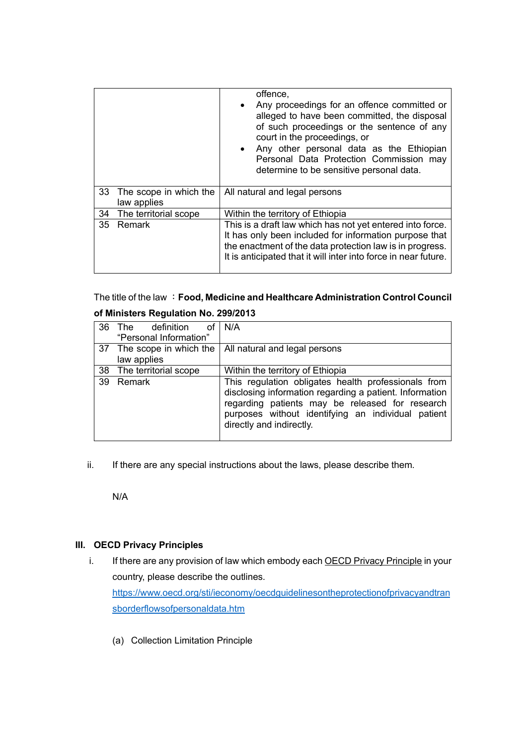| | |
|---|---|
| | offence,<br>• Any proceedings for an offence committed or alleged to have been committed, the disposal of such proceedings or the sentence of any court in the proceedings, or<br>• Any other personal data as the Ethiopian Personal Data Protection Commission may determine to be sensitive personal data. |
| 33 The scope in which the law applies | All natural and legal persons |
| 34 The territorial scope | Within the territory of Ethiopia |
| 35 Remark | This is a draft law which has not yet entered into force. It has only been included for information purpose that the enactment of the data protection law is in progress. It is anticipated that it will inter into force in near future. |

The title of the law ：**Food, Medicine and Healthcare Administration Control Council of Ministers Regulation No. 299/2013**

| | |
|---|---|
| 36 The definition of "Personal Information" | N/A |
| 37 The scope in which the law applies | All natural and legal persons |
| 38 The territorial scope | Within the territory of Ethiopia |
| 39 Remark | This regulation obligates health professionals from disclosing information regarding a patient. Information regarding patients may be released for research purposes without identifying an individual patient directly and indirectly. |

ii. If there are any special instructions about the laws, please describe them.

N/A

## III. OECD Privacy Principles

i. If there are any provision of law which embody each OECD Privacy Principle in your country, please describe the outlines.
https://www.oecd.org/sti/ieconomy/oecdguidelinesontheprotectionofprivacyandtransborderflowsofpersonaldata.htm

(a) Collection Limitation Principle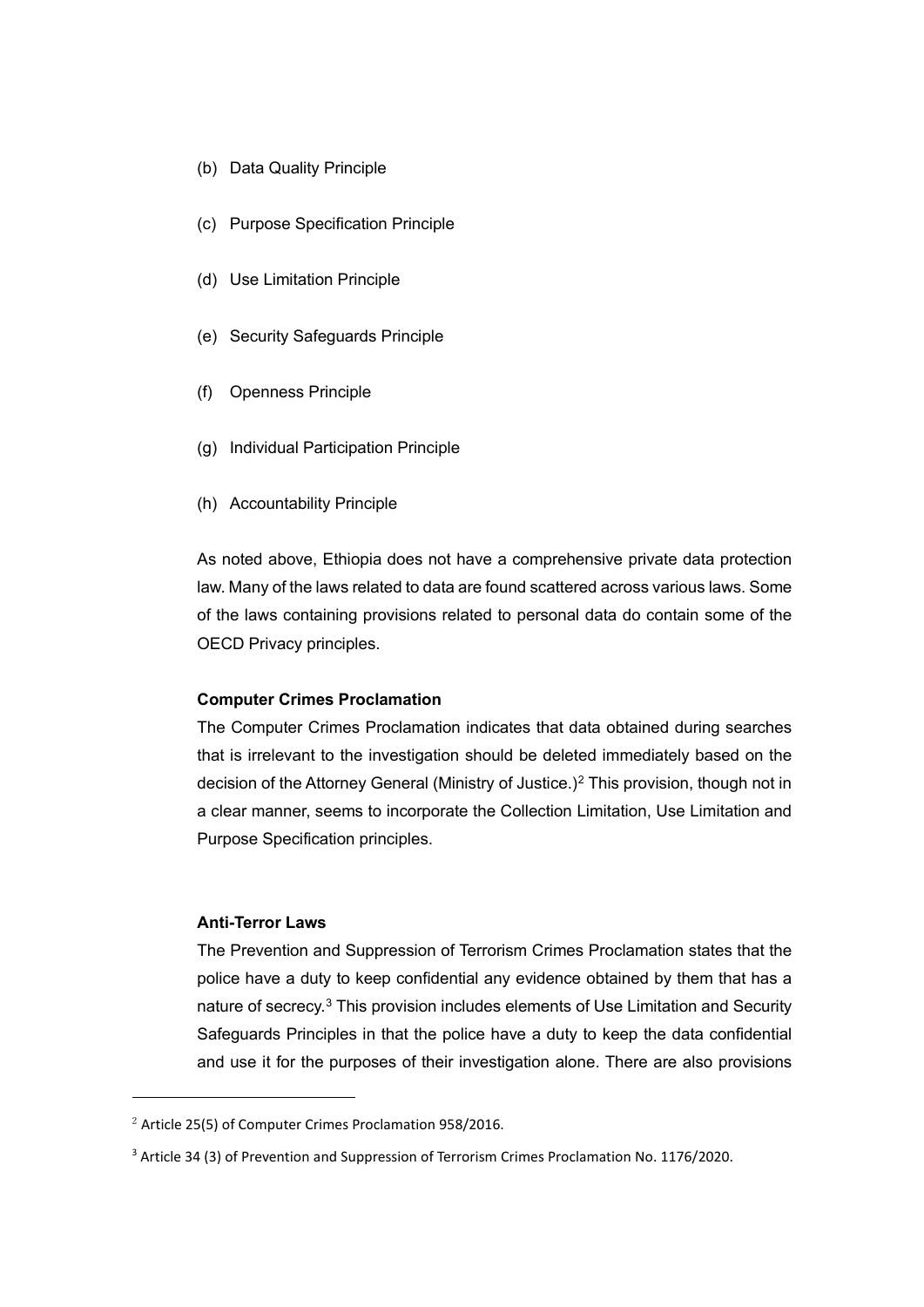(b) Data Quality Principle

(c) Purpose Specification Principle

(d) Use Limitation Principle

(e) Security Safeguards Principle

(f) Openness Principle

(g) Individual Participation Principle

(h) Accountability Principle

As noted above, Ethiopia does not have a comprehensive private data protection law. Many of the laws related to data are found scattered across various laws. Some of the laws containing provisions related to personal data do contain some of the OECD Privacy principles.

**Computer Crimes Proclamation**

The Computer Crimes Proclamation indicates that data obtained during searches that is irrelevant to the investigation should be deleted immediately based on the decision of the Attorney General (Ministry of Justice.)[2] This provision, though not in a clear manner, seems to incorporate the Collection Limitation, Use Limitation and Purpose Specification principles.

**Anti-Terror Laws**

The Prevention and Suppression of Terrorism Crimes Proclamation states that the police have a duty to keep confidential any evidence obtained by them that has a nature of secrecy.[3] This provision includes elements of Use Limitation and Security Safeguards Principles in that the police have a duty to keep the data confidential and use it for the purposes of their investigation alone. There are also provisions

---

[2] Article 25(5) of Computer Crimes Proclamation 958/2016.

[3] Article 34 (3) of Prevention and Suppression of Terrorism Crimes Proclamation No. 1176/2020.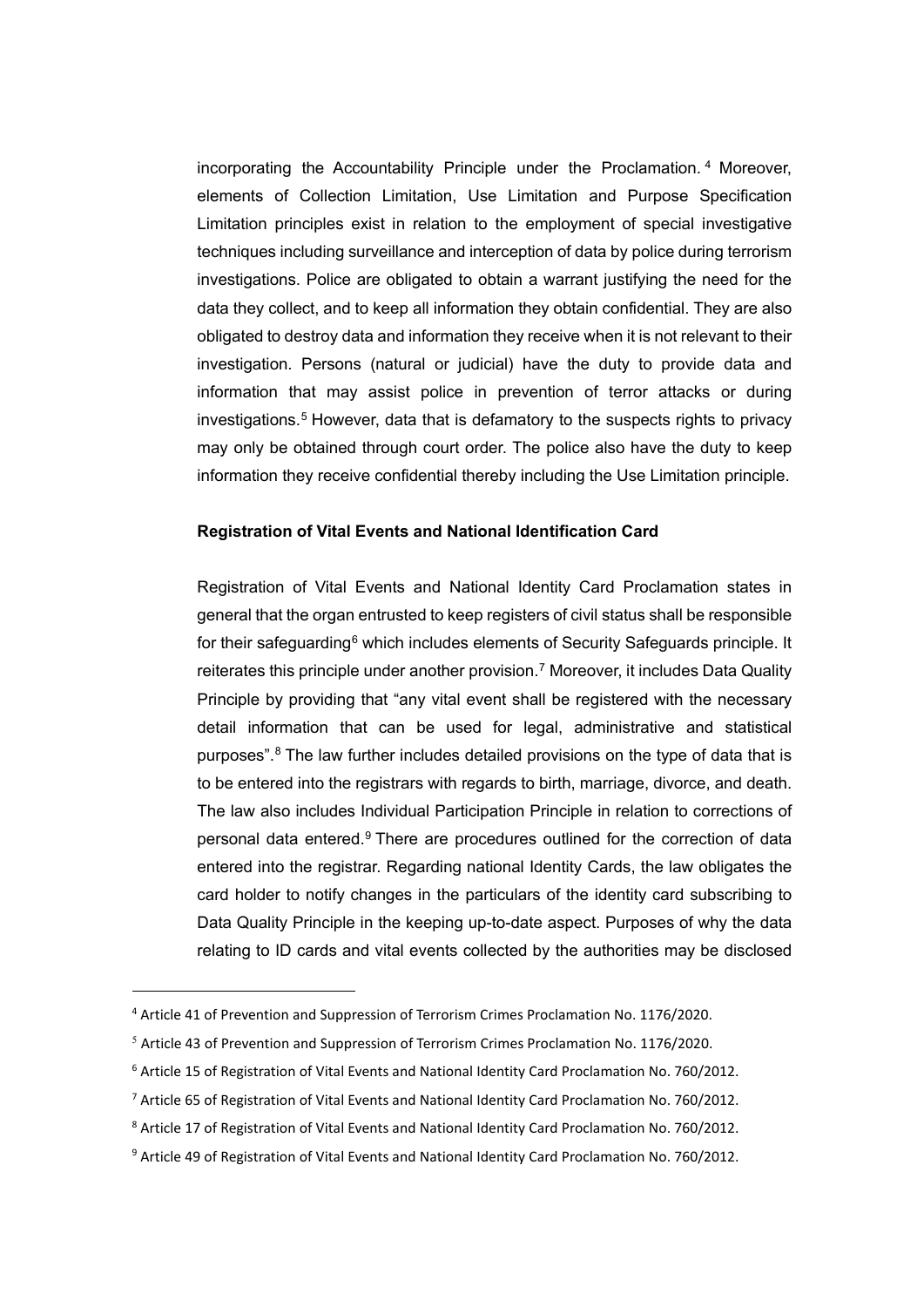incorporating the Accountability Principle under the Proclamation.[4] Moreover, elements of Collection Limitation, Use Limitation and Purpose Specification Limitation principles exist in relation to the employment of special investigative techniques including surveillance and interception of data by police during terrorism investigations. Police are obligated to obtain a warrant justifying the need for the data they collect, and to keep all information they obtain confidential. They are also obligated to destroy data and information they receive when it is not relevant to their investigation. Persons (natural or judicial) have the duty to provide data and information that may assist police in prevention of terror attacks or during investigations.[5] However, data that is defamatory to the suspects rights to privacy may only be obtained through court order. The police also have the duty to keep information they receive confidential thereby including the Use Limitation principle.

**Registration of Vital Events and National Identification Card**

Registration of Vital Events and National Identity Card Proclamation states in general that the organ entrusted to keep registers of civil status shall be responsible for their safeguarding[6] which includes elements of Security Safeguards principle. It reiterates this principle under another provision.[7] Moreover, it includes Data Quality Principle by providing that "any vital event shall be registered with the necessary detail information that can be used for legal, administrative and statistical purposes".[8] The law further includes detailed provisions on the type of data that is to be entered into the registrars with regards to birth, marriage, divorce, and death. The law also includes Individual Participation Principle in relation to corrections of personal data entered.[9] There are procedures outlined for the correction of data entered into the registrar. Regarding national Identity Cards, the law obligates the card holder to notify changes in the particulars of the identity card subscribing to Data Quality Principle in the keeping up-to-date aspect. Purposes of why the data relating to ID cards and vital events collected by the authorities may be disclosed

---

[4] Article 41 of Prevention and Suppression of Terrorism Crimes Proclamation No. 1176/2020.

[5] Article 43 of Prevention and Suppression of Terrorism Crimes Proclamation No. 1176/2020.

[6] Article 15 of Registration of Vital Events and National Identity Card Proclamation No. 760/2012.

[7] Article 65 of Registration of Vital Events and National Identity Card Proclamation No. 760/2012.

[8] Article 17 of Registration of Vital Events and National Identity Card Proclamation No. 760/2012.

[9] Article 49 of Registration of Vital Events and National Identity Card Proclamation No. 760/2012.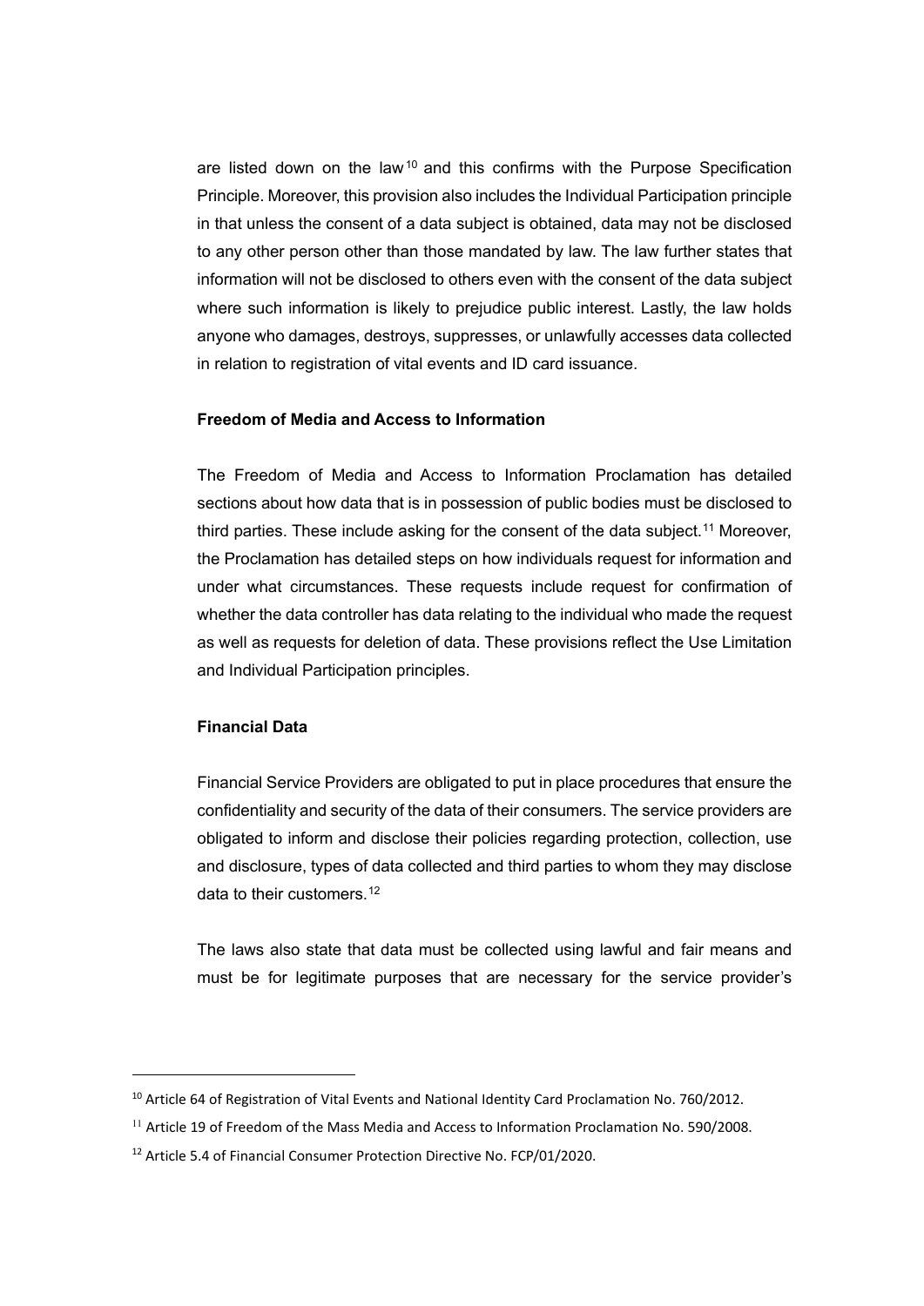are listed down on the law[10] and this confirms with the Purpose Specification Principle. Moreover, this provision also includes the Individual Participation principle in that unless the consent of a data subject is obtained, data may not be disclosed to any other person other than those mandated by law. The law further states that information will not be disclosed to others even with the consent of the data subject where such information is likely to prejudice public interest. Lastly, the law holds anyone who damages, destroys, suppresses, or unlawfully accesses data collected in relation to registration of vital events and ID card issuance.

**Freedom of Media and Access to Information**

The Freedom of Media and Access to Information Proclamation has detailed sections about how data that is in possession of public bodies must be disclosed to third parties. These include asking for the consent of the data subject.[11] Moreover, the Proclamation has detailed steps on how individuals request for information and under what circumstances. These requests include request for confirmation of whether the data controller has data relating to the individual who made the request as well as requests for deletion of data. These provisions reflect the Use Limitation and Individual Participation principles.

**Financial Data**

Financial Service Providers are obligated to put in place procedures that ensure the confidentiality and security of the data of their consumers. The service providers are obligated to inform and disclose their policies regarding protection, collection, use and disclosure, types of data collected and third parties to whom they may disclose data to their customers.[12]

The laws also state that data must be collected using lawful and fair means and must be for legitimate purposes that are necessary for the service provider's

---

[10] Article 64 of Registration of Vital Events and National Identity Card Proclamation No. 760/2012.

[11] Article 19 of Freedom of the Mass Media and Access to Information Proclamation No. 590/2008.

[12] Article 5.4 of Financial Consumer Protection Directive No. FCP/01/2020.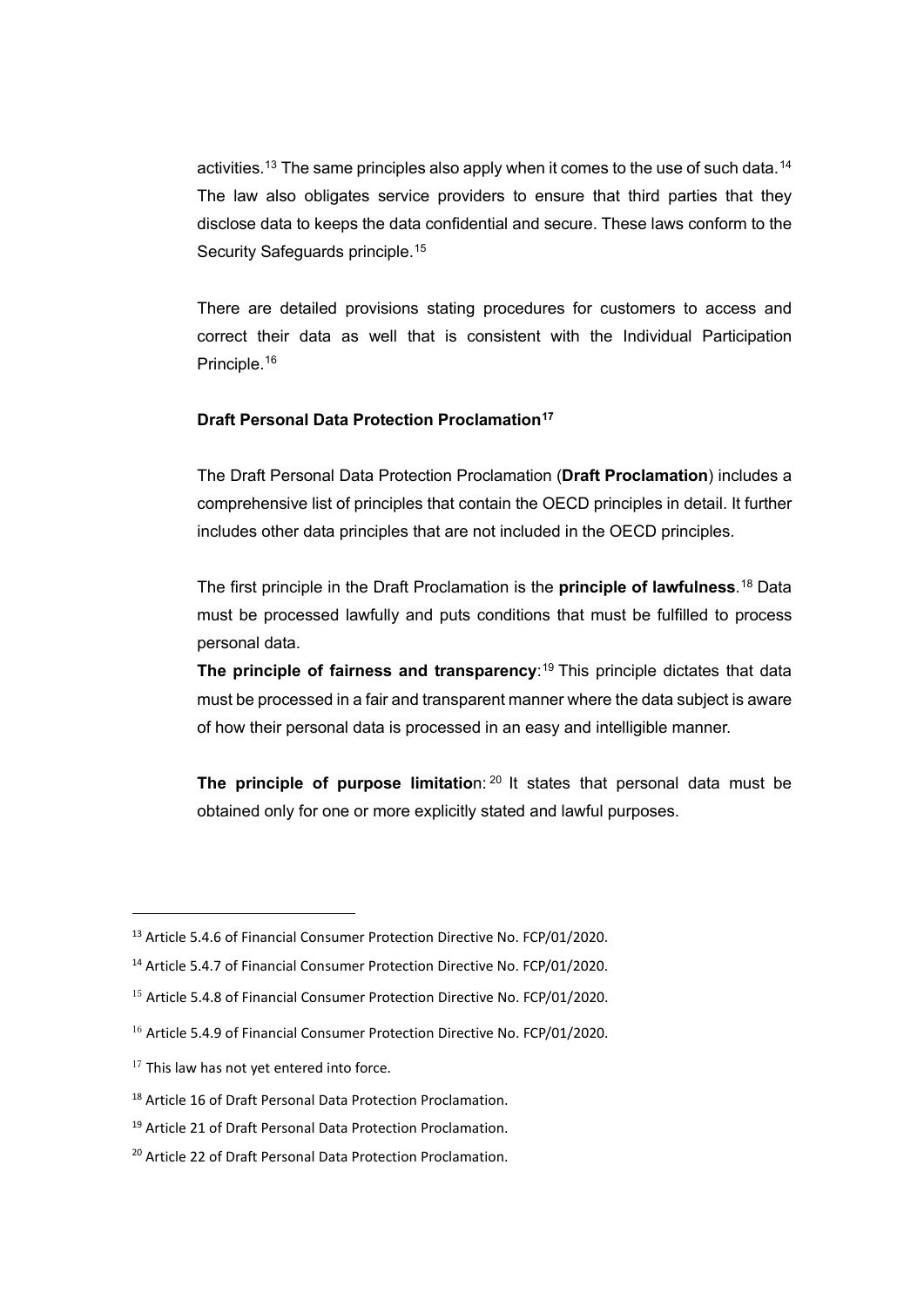activities.[13] The same principles also apply when it comes to the use of such data.[14] The law also obligates service providers to ensure that third parties that they disclose data to keeps the data confidential and secure. These laws conform to the Security Safeguards principle.[15]

There are detailed provisions stating procedures for customers to access and correct their data as well that is consistent with the Individual Participation Principle.[16]

**Draft Personal Data Protection Proclamation[17]**

The Draft Personal Data Protection Proclamation (**Draft Proclamation**) includes a comprehensive list of principles that contain the OECD principles in detail. It further includes other data principles that are not included in the OECD principles.

The first principle in the Draft Proclamation is the **principle of lawfulness**.[18] Data must be processed lawfully and puts conditions that must be fulfilled to process personal data.

**The principle of fairness and transparency**:[19] This principle dictates that data must be processed in a fair and transparent manner where the data subject is aware of how their personal data is processed in an easy and intelligible manner.

**The principle of purpose limitatio**n:[20] It states that personal data must be obtained only for one or more explicitly stated and lawful purposes.

---

[13] Article 5.4.6 of Financial Consumer Protection Directive No. FCP/01/2020.

[14] Article 5.4.7 of Financial Consumer Protection Directive No. FCP/01/2020.

[15] Article 5.4.8 of Financial Consumer Protection Directive No. FCP/01/2020.

[16] Article 5.4.9 of Financial Consumer Protection Directive No. FCP/01/2020.

[17] This law has not yet entered into force.

[18] Article 16 of Draft Personal Data Protection Proclamation.

[19] Article 21 of Draft Personal Data Protection Proclamation.

[20] Article 22 of Draft Personal Data Protection Proclamation.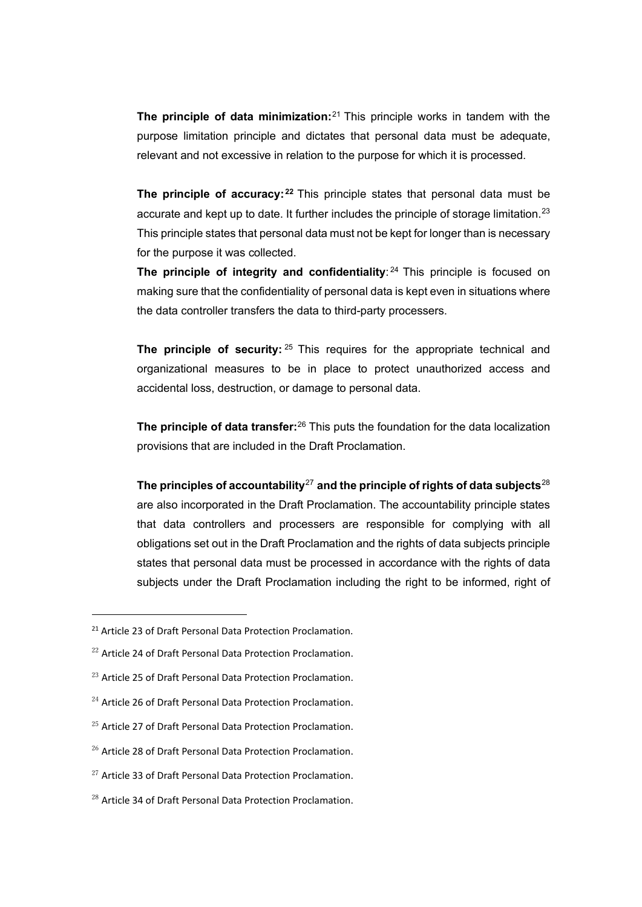**The principle of data minimization:**[21] This principle works in tandem with the purpose limitation principle and dictates that personal data must be adequate, relevant and not excessive in relation to the purpose for which it is processed.

**The principle of accuracy:**[22] This principle states that personal data must be accurate and kept up to date. It further includes the principle of storage limitation.[23] This principle states that personal data must not be kept for longer than is necessary for the purpose it was collected.

**The principle of integrity and confidentiality**:[24] This principle is focused on making sure that the confidentiality of personal data is kept even in situations where the data controller transfers the data to third-party processers.

**The principle of security:**[25] This requires for the appropriate technical and organizational measures to be in place to protect unauthorized access and accidental loss, destruction, or damage to personal data.

**The principle of data transfer:**[26] This puts the foundation for the data localization provisions that are included in the Draft Proclamation.

**The principles of accountability**[27] **and the principle of rights of data subjects**[28] are also incorporated in the Draft Proclamation. The accountability principle states that data controllers and processers are responsible for complying with all obligations set out in the Draft Proclamation and the rights of data subjects principle states that personal data must be processed in accordance with the rights of data subjects under the Draft Proclamation including the right to be informed, right of

---

[21] Article 23 of Draft Personal Data Protection Proclamation.

[22] Article 24 of Draft Personal Data Protection Proclamation.

[23] Article 25 of Draft Personal Data Protection Proclamation.

[24] Article 26 of Draft Personal Data Protection Proclamation.

[25] Article 27 of Draft Personal Data Protection Proclamation.

[26] Article 28 of Draft Personal Data Protection Proclamation.

[27] Article 33 of Draft Personal Data Protection Proclamation.

[28] Article 34 of Draft Personal Data Protection Proclamation.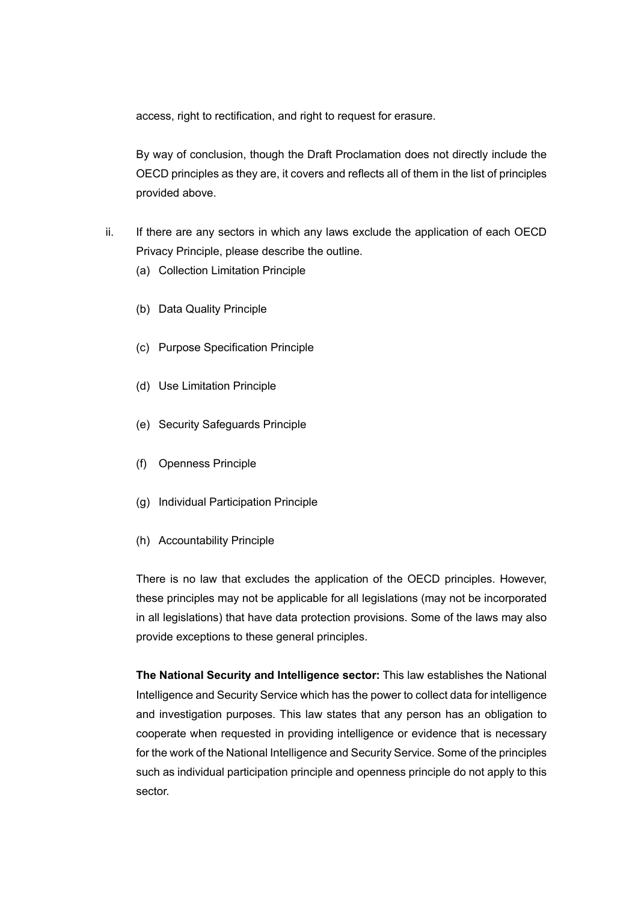access, right to rectification, and right to request for erasure.

By way of conclusion, though the Draft Proclamation does not directly include the OECD principles as they are, it covers and reflects all of them in the list of principles provided above.

ii. If there are any sectors in which any laws exclude the application of each OECD Privacy Principle, please describe the outline.

(a) Collection Limitation Principle

(b) Data Quality Principle

(c) Purpose Specification Principle

(d) Use Limitation Principle

(e) Security Safeguards Principle

(f) Openness Principle

(g) Individual Participation Principle

(h) Accountability Principle

There is no law that excludes the application of the OECD principles. However, these principles may not be applicable for all legislations (may not be incorporated in all legislations) that have data protection provisions. Some of the laws may also provide exceptions to these general principles.

**The National Security and Intelligence sector:** This law establishes the National Intelligence and Security Service which has the power to collect data for intelligence and investigation purposes. This law states that any person has an obligation to cooperate when requested in providing intelligence or evidence that is necessary for the work of the National Intelligence and Security Service. Some of the principles such as individual participation principle and openness principle do not apply to this sector.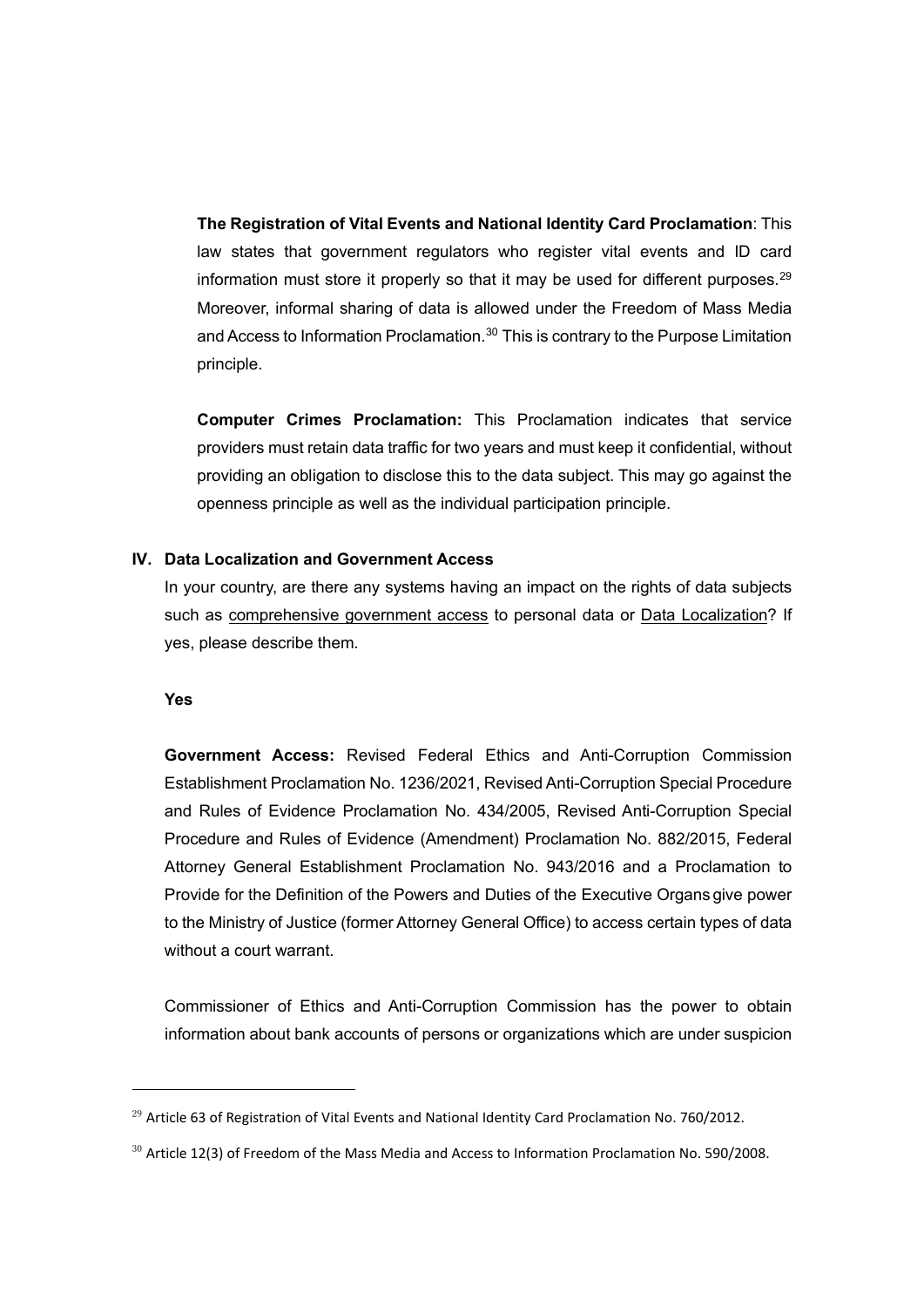**The Registration of Vital Events and National Identity Card Proclamation**: This law states that government regulators who register vital events and ID card information must store it properly so that it may be used for different purposes.[29] Moreover, informal sharing of data is allowed under the Freedom of Mass Media and Access to Information Proclamation.[30] This is contrary to the Purpose Limitation principle.

**Computer Crimes Proclamation:** This Proclamation indicates that service providers must retain data traffic for two years and must keep it confidential, without providing an obligation to disclose this to the data subject. This may go against the openness principle as well as the individual participation principle.

## IV. Data Localization and Government Access

In your country, are there any systems having an impact on the rights of data subjects such as comprehensive government access to personal data or Data Localization? If yes, please describe them.

**Yes**

**Government Access:** Revised Federal Ethics and Anti-Corruption Commission Establishment Proclamation No. 1236/2021, Revised Anti-Corruption Special Procedure and Rules of Evidence Proclamation No. 434/2005, Revised Anti-Corruption Special Procedure and Rules of Evidence (Amendment) Proclamation No. 882/2015, Federal Attorney General Establishment Proclamation No. 943/2016 and a Proclamation to Provide for the Definition of the Powers and Duties of the Executive Organs give power to the Ministry of Justice (former Attorney General Office) to access certain types of data without a court warrant.

Commissioner of Ethics and Anti-Corruption Commission has the power to obtain information about bank accounts of persons or organizations which are under suspicion

---

[29] Article 63 of Registration of Vital Events and National Identity Card Proclamation No. 760/2012.

[30] Article 12(3) of Freedom of the Mass Media and Access to Information Proclamation No. 590/2008.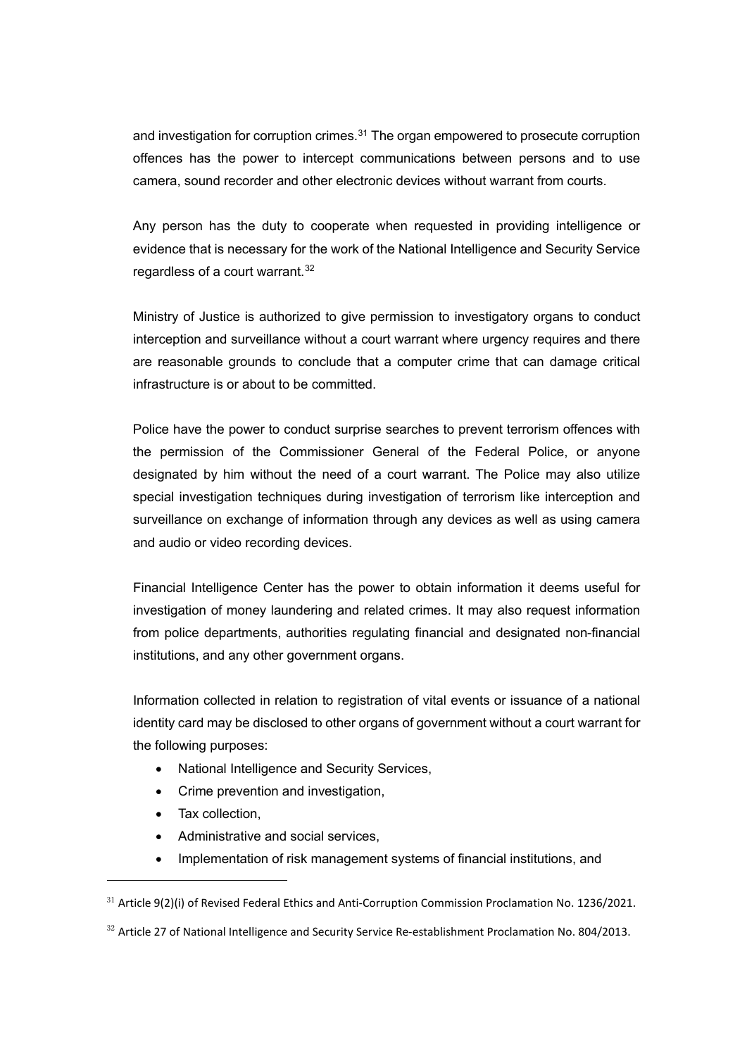and investigation for corruption crimes.[31] The organ empowered to prosecute corruption offences has the power to intercept communications between persons and to use camera, sound recorder and other electronic devices without warrant from courts.

Any person has the duty to cooperate when requested in providing intelligence or evidence that is necessary for the work of the National Intelligence and Security Service regardless of a court warrant.[32]

Ministry of Justice is authorized to give permission to investigatory organs to conduct interception and surveillance without a court warrant where urgency requires and there are reasonable grounds to conclude that a computer crime that can damage critical infrastructure is or about to be committed.

Police have the power to conduct surprise searches to prevent terrorism offences with the permission of the Commissioner General of the Federal Police, or anyone designated by him without the need of a court warrant. The Police may also utilize special investigation techniques during investigation of terrorism like interception and surveillance on exchange of information through any devices as well as using camera and audio or video recording devices.

Financial Intelligence Center has the power to obtain information it deems useful for investigation of money laundering and related crimes. It may also request information from police departments, authorities regulating financial and designated non-financial institutions, and any other government organs.

Information collected in relation to registration of vital events or issuance of a national identity card may be disclosed to other organs of government without a court warrant for the following purposes:

- National Intelligence and Security Services,
- Crime prevention and investigation,
- Tax collection,
- Administrative and social services,
- Implementation of risk management systems of financial institutions, and

---

[31] Article 9(2)(i) of Revised Federal Ethics and Anti-Corruption Commission Proclamation No. 1236/2021.

[32] Article 27 of National Intelligence and Security Service Re-establishment Proclamation No. 804/2013.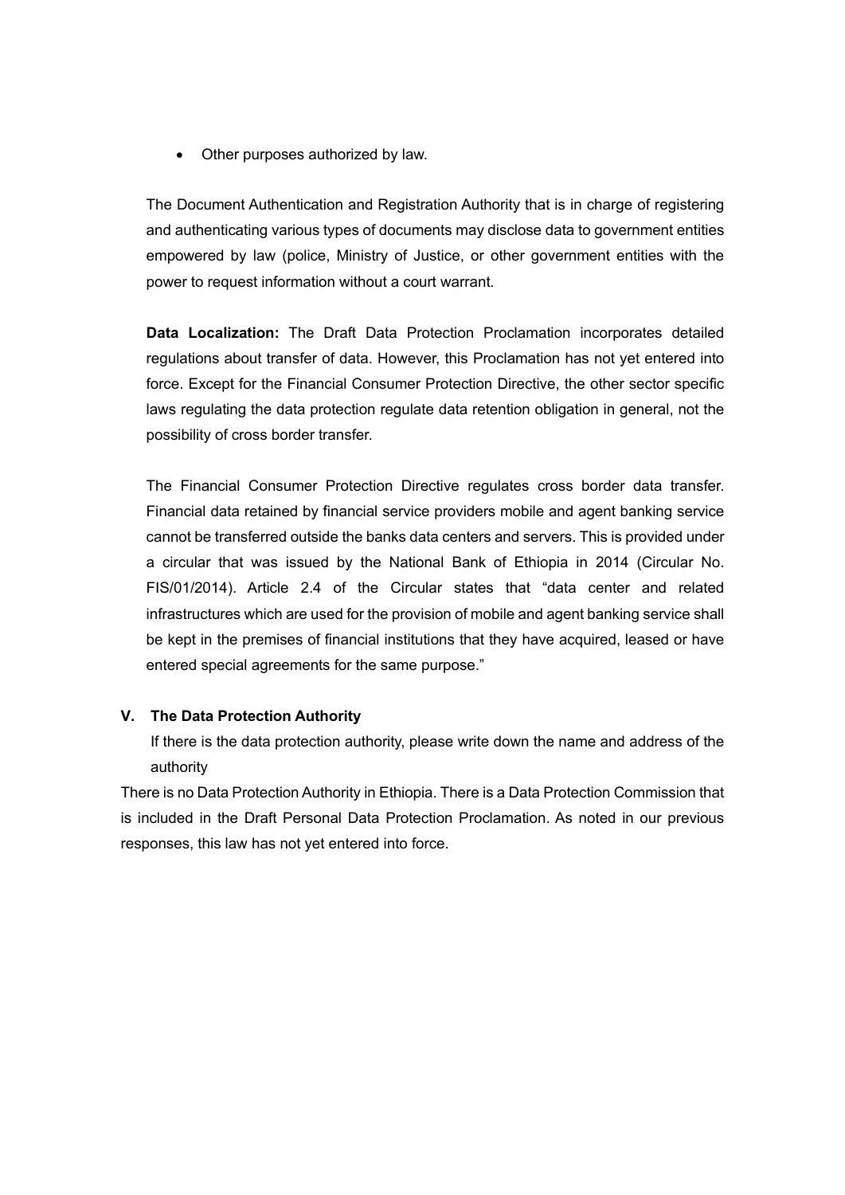- Other purposes authorized by law.

The Document Authentication and Registration Authority that is in charge of registering and authenticating various types of documents may disclose data to government entities empowered by law (police, Ministry of Justice, or other government entities with the power to request information without a court warrant.

**Data Localization:** The Draft Data Protection Proclamation incorporates detailed regulations about transfer of data. However, this Proclamation has not yet entered into force. Except for the Financial Consumer Protection Directive, the other sector specific laws regulating the data protection regulate data retention obligation in general, not the possibility of cross border transfer.

The Financial Consumer Protection Directive regulates cross border data transfer. Financial data retained by financial service providers mobile and agent banking service cannot be transferred outside the banks data centers and servers. This is provided under a circular that was issued by the National Bank of Ethiopia in 2014 (Circular No. FIS/01/2014). Article 2.4 of the Circular states that "data center and related infrastructures which are used for the provision of mobile and agent banking service shall be kept in the premises of financial institutions that they have acquired, leased or have entered special agreements for the same purpose."

## V. The Data Protection Authority

If there is the data protection authority, please write down the name and address of the authority

There is no Data Protection Authority in Ethiopia. There is a Data Protection Commission that is included in the Draft Personal Data Protection Proclamation. As noted in our previous responses, this law has not yet entered into force.